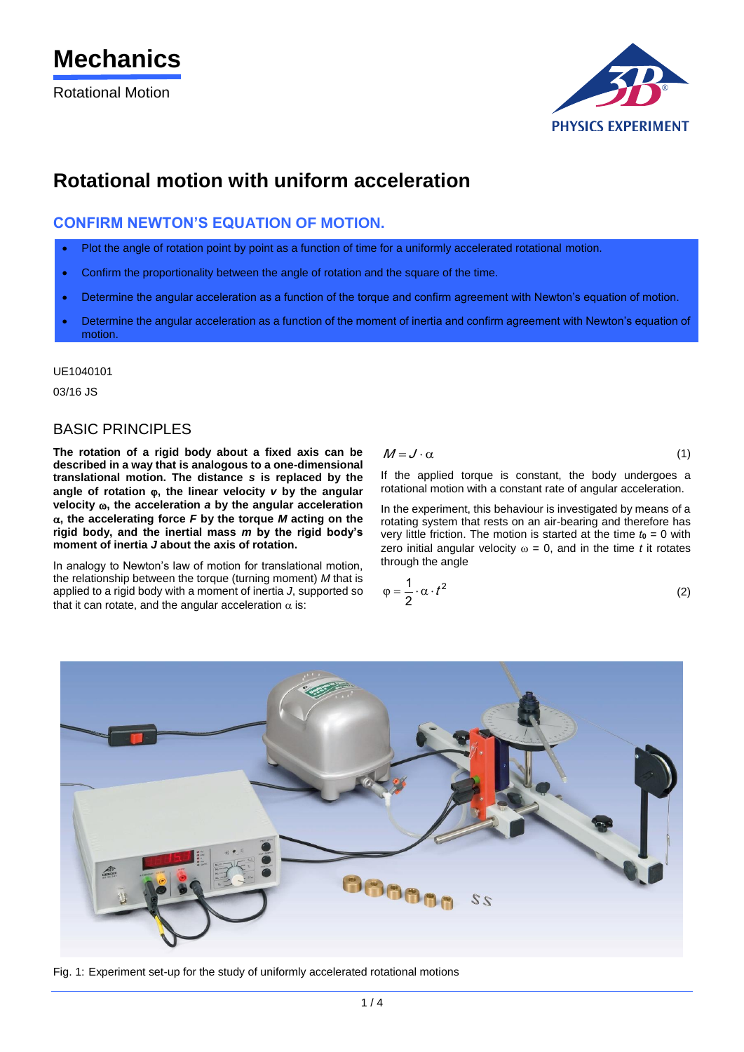# Mechanics

Rotational Motion

# Rotational motion with uniform acceleration

## CONFIRM NEWTON'S EQUATION OF MOTION.

- Plot the angle of rotation point by point as a function of time for a uniformly accelerated rotational motion.
- Confirm the proportionality between the angle of rotation and the square of the time.
- Determine the angular acceleration as a function of the torque and confirm agreement with Newton's equation of motion.
- Determine the angular acceleration as a function of the moment of inertia and confirm agreement with Newton's equation of motion.

UE1040101

03/16 JS

## BASIC PRINCIPLES

**The rotation of a rigid body about a fixed axis can be described in a way that is analogous to a one-dimensional translational motion. The distance *s* is replaced by the angle of rotation φ, the linear velocity *v* by the angular velocity ω, the acceleration *a* by the angular acceleration α, the accelerating force *F* by the torque *M* acting on the rigid body, and the inertial mass *m* by the rigid body's moment of inertia *J* about the axis of rotation.**

In analogy to Newton's law of motion for translational motion, the relationship between the torque (turning moment) *M* that is applied to a rigid body with a moment of inertia *J*, supported so that it can rotate, and the angular acceleration α is:

$$M = J \cdot \alpha \tag{1}$$

If the applied torque is constant, the body undergoes a rotational motion with a constant rate of angular acceleration.

In the experiment, this behaviour is investigated by means of a rotating system that rests on an air-bearing and therefore has very little friction. The motion is started at the time $t_0 = 0$ with zero initial angular velocity $\omega = 0$, and in the time *t* it rotates through the angle

$$\varphi = \frac{1}{2} \cdot \alpha \cdot t^2 \tag{2}$$

Fig. 1: Experiment set-up for the study of uniformly accelerated rotational motions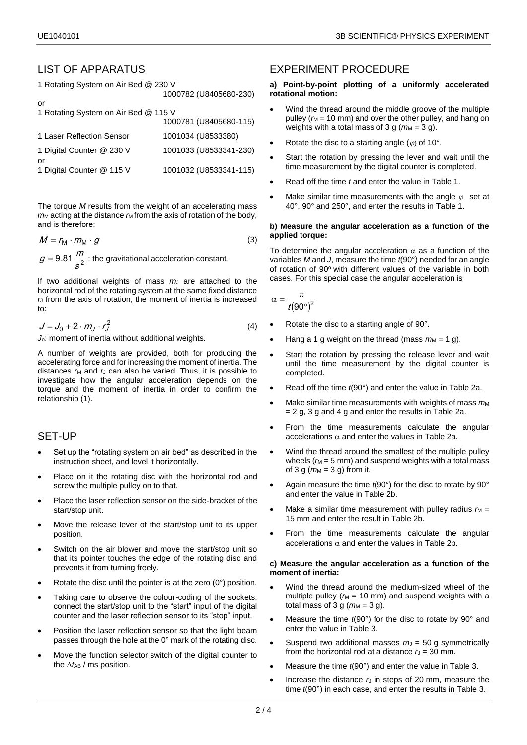## LIST OF APPARATUS

1 Rotating System on Air Bed @ 230 V 1000782 (U8405680-230)

or

1 Rotating System on Air Bed @ 115 V 1000781 (U8405680-115)

1 Laser Reflection Sensor 1001034 (U8533380)

1 Digital Counter @ 230 V 1001033 (U8533341-230)

or

1 Digital Counter @ 115 V 1001032 (U8533341-115)

The torque $M$ results from the weight of an accelerating mass $m_M$ acting at the distance $r_M$ from the axis of rotation of the body, and is therefore:

$$M = r_M \cdot m_M \cdot g \tag{3}$$

$g = 9.81 \frac{m}{s^2}$ : the gravitational acceleration constant.

If two additional weights of mass $m_J$ are attached to the horizontal rod of the rotating system at the same fixed distance $r_J$ from the axis of rotation, the moment of inertia is increased to:

$$J = J_0 + 2 \cdot m_J \cdot r_J^2 \tag{4}$$

$J_0$: moment of inertia without additional weights.

A number of weights are provided, both for producing the accelerating force and for increasing the moment of inertia. The distances $r_M$ and $r_J$ can also be varied. Thus, it is possible to investigate how the angular acceleration depends on the torque and the moment of inertia in order to confirm the relationship (1).

## SET-UP

- Set up the "rotating system on air bed" as described in the instruction sheet, and level it horizontally.
- Place on it the rotating disc with the horizontal rod and screw the multiple pulley on to that.
- Place the laser reflection sensor on the side-bracket of the start/stop unit.
- Move the release lever of the start/stop unit to its upper position.
- Switch on the air blower and move the start/stop unit so that its pointer touches the edge of the rotating disc and prevents it from turning freely.
- Rotate the disc until the pointer is at the zero (0°) position.
- Taking care to observe the colour-coding of the sockets, connect the start/stop unit to the "start" input of the digital counter and the laser reflection sensor to its "stop" input.
- Position the laser reflection sensor so that the light beam passes through the hole at the 0° mark of the rotating disc.
- Move the function selector switch of the digital counter to the $\Delta t_{AB}$ / ms position.

## EXPERIMENT PROCEDURE

**a) Point-by-point plotting of a uniformly accelerated rotational motion:**

- Wind the thread around the middle groove of the multiple pulley ($r_M$ = 10 mm) and over the other pulley, and hang on weights with a total mass of 3 g ($m_M$ = 3 g).
- Rotate the disc to a starting angle ($\varphi$) of 10°.
- Start the rotation by pressing the lever and wait until the time measurement by the digital counter is completed.
- Read off the time $t$ and enter the value in Table 1.
- Make similar time measurements with the angle $\varphi$ set at 40°, 90° and 250°, and enter the results in Table 1.

**b) Measure the angular acceleration as a function of the applied torque:**

To determine the angular acceleration $\alpha$ as a function of the variables $M$ and $J$, measure the time $t$(90°) needed for an angle of rotation of 90° with different values of the variable in both cases. For this special case the angular acceleration is

$$\alpha = \frac{\pi}{t(90°)^2}$$

- Rotate the disc to a starting angle of 90°.
- Hang a 1 g weight on the thread (mass $m_M$ = 1 g).
- Start the rotation by pressing the release lever and wait until the time measurement by the digital counter is completed.
- Read off the time $t$(90°) and enter the value in Table 2a.
- Make similar time measurements with weights of mass $m_M$ = 2 g, 3 g and 4 g and enter the results in Table 2a.
- From the time measurements calculate the angular accelerations $\alpha$ and enter the values in Table 2a.
- Wind the thread around the smallest of the multiple pulley wheels ($r_M$ = 5 mm) and suspend weights with a total mass of 3 g ($m_M$ = 3 g) from it.
- Again measure the time $t$(90°) for the disc to rotate by 90° and enter the value in Table 2b.
- Make a similar time measurement with pulley radius $r_M$ = 15 mm and enter the result in Table 2b.
- From the time measurements calculate the angular accelerations $\alpha$ and enter the values in Table 2b.

**c) Measure the angular acceleration as a function of the moment of inertia:**

- Wind the thread around the medium-sized wheel of the multiple pulley ($r_M$ = 10 mm) and suspend weights with a total mass of 3 g ($m_M$ = 3 g).
- Measure the time $t$(90°) for the disc to rotate by 90° and enter the value in Table 3.
- Suspend two additional masses $m_J$ = 50 g symmetrically from the horizontal rod at a distance $r_J$ = 30 mm.
- Measure the time $t$(90°) and enter the value in Table 3.
- Increase the distance $r_J$ in steps of 20 mm, measure the time $t$(90°) in each case, and enter the results in Table 3.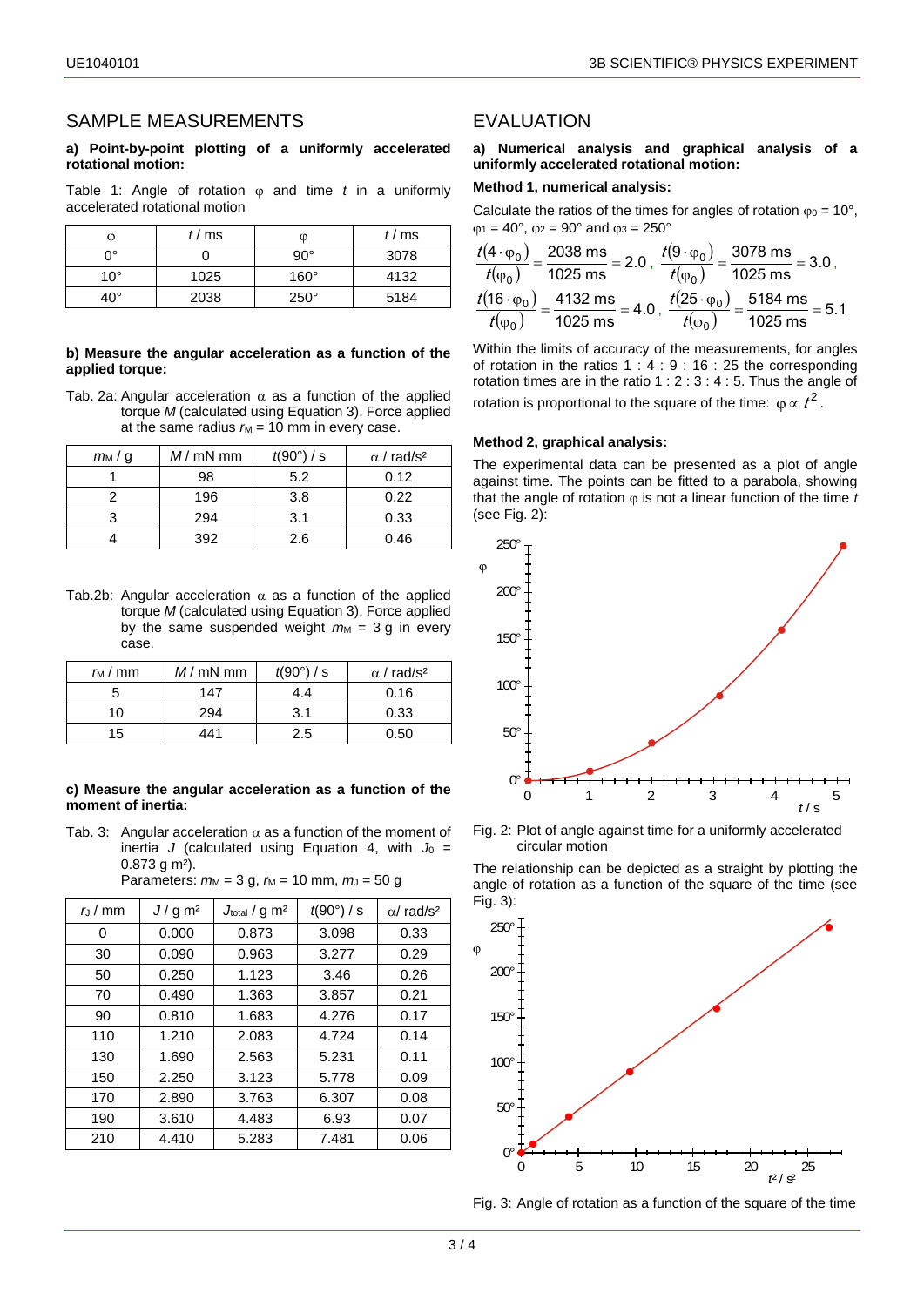## SAMPLE MEASUREMENTS

**a) Point-by-point plotting of a uniformly accelerated rotational motion:**

Table 1: Angle of rotation φ and time $t$ in a uniformly accelerated rotational motion

| φ | $t$ / ms | φ | $t$ / ms |
|---|---|---|---|
| 0° | 0 | 90° | 3078 |
| 10° | 1025 | 160° | 4132 |
| 40° | 2038 | 250° | 5184 |

**b) Measure the angular acceleration as a function of the applied torque:**

Tab. 2a: Angular acceleration α as a function of the applied torque $M$ (calculated using Equation 3). Force applied at the same radius $r_M$ = 10 mm in every case.

| $m_M$ / g | $M$ / mN mm | $t$(90°) / s | α / rad/s² |
|---|---|---|---|
| 1 | 98 | 5.2 | 0.12 |
| 2 | 196 | 3.8 | 0.22 |
| 3 | 294 | 3.1 | 0.33 |
| 4 | 392 | 2.6 | 0.46 |

Tab.2b: Angular acceleration α as a function of the applied torque $M$ (calculated using Equation 3). Force applied by the same suspended weight $m_M$ = 3 g in every case.

| $r_M$ / mm | $M$ / mN mm | $t$(90°) / s | α / rad/s² |
|---|---|---|---|
| 5 | 147 | 4.4 | 0.16 |
| 10 | 294 | 3.1 | 0.33 |
| 15 | 441 | 2.5 | 0.50 |

**c) Measure the angular acceleration as a function of the moment of inertia:**

Tab. 3: Angular acceleration α as a function of the moment of inertia $J$ (calculated using Equation 4, with $J_0$ = 0.873 g m²).
Parameters: $m_M$ = 3 g, $r_M$ = 10 mm, $m_J$ = 50 g

| $r_J$ / mm | $J$ / g m² | $J_{total}$ / g m² | $t$(90°) / s | α/ rad/s² |
|---|---|---|---|---|
| 0 | 0.000 | 0.873 | 3.098 | 0.33 |
| 30 | 0.090 | 0.963 | 3.277 | 0.29 |
| 50 | 0.250 | 1.123 | 3.46 | 0.26 |
| 70 | 0.490 | 1.363 | 3.857 | 0.21 |
| 90 | 0.810 | 1.683 | 4.276 | 0.17 |
| 110 | 1.210 | 2.083 | 4.724 | 0.14 |
| 130 | 1.690 | 2.563 | 5.231 | 0.11 |
| 150 | 2.250 | 3.123 | 5.778 | 0.09 |
| 170 | 2.890 | 3.763 | 6.307 | 0.08 |
| 190 | 3.610 | 4.483 | 6.93 | 0.07 |
| 210 | 4.410 | 5.283 | 7.481 | 0.06 |

## EVALUATION

**a) Numerical analysis and graphical analysis of a uniformly accelerated rotational motion:**

**Method 1, numerical analysis:**

Calculate the ratios of the times for angles of rotation $\varphi_0$ = 10°, $\varphi_1$ = 40°, $\varphi_2$ = 90° and $\varphi_3$ = 250°

$$\frac{t(4\cdot\varphi_0)}{t(\varphi_0)} = \frac{2038\text{ ms}}{1025\text{ ms}} = 2.0\,,\quad \frac{t(9\cdot\varphi_0)}{t(\varphi_0)} = \frac{3078\text{ ms}}{1025\text{ ms}} = 3.0\,,$$

$$\frac{t(16\cdot\varphi_0)}{t(\varphi_0)} = \frac{4132\text{ ms}}{1025\text{ ms}} = 4.0\,,\quad \frac{t(25\cdot\varphi_0)}{t(\varphi_0)} = \frac{5184\text{ ms}}{1025\text{ ms}} = 5.1$$

Within the limits of accuracy of the measurements, for angles of rotation in the ratios 1 : 4 : 9 : 16 : 25 the corresponding rotation times are in the ratio 1 : 2 : 3 : 4 : 5. Thus the angle of rotation is proportional to the square of the time: $\varphi \propto t^2$.

**Method 2, graphical analysis:**

The experimental data can be presented as a plot of angle against time. The points can be fitted to a parabola, showing that the angle of rotation φ is not a linear function of the time $t$ (see Fig. 2):

Fig. 2: Plot of angle against time for a uniformly accelerated circular motion

The relationship can be depicted as a straight by plotting the angle of rotation as a function of the square of the time (see Fig. 3):

Fig. 3: Angle of rotation as a function of the square of the time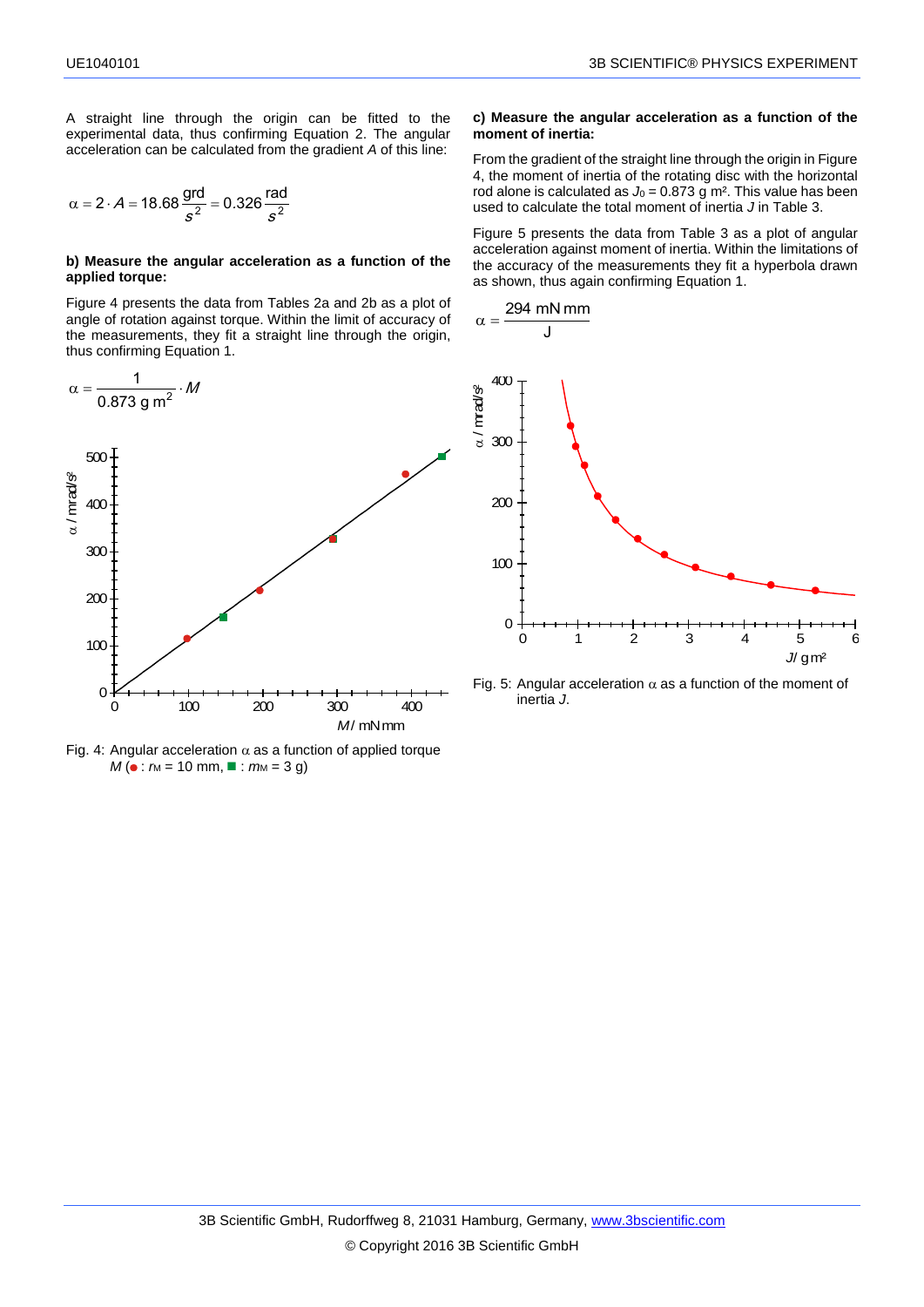A straight line through the origin can be fitted to the experimental data, thus confirming Equation 2. The angular acceleration can be calculated from the gradient *A* of this line:

$$\alpha = 2 \cdot A = 18.68 \frac{\text{grd}}{s^2} = 0.326 \frac{\text{rad}}{s^2}$$

**b) Measure the angular acceleration as a function of the applied torque:**

Figure 4 presents the data from Tables 2a and 2b as a plot of angle of rotation against torque. Within the limit of accuracy of the measurements, they fit a straight line through the origin, thus confirming Equation 1.

$$\alpha = \frac{1}{0.873 \text{ g m}^2} \cdot M$$

α / mrad/s²
500
400
300
200
100
0
0
100
200
300
400
M / mNmm

Fig. 4: Angular acceleration α as a function of applied torque *M* (●: $r_M$ = 10 mm, ■: $m_M$ = 3 g)

**c) Measure the angular acceleration as a function of the moment of inertia:**

From the gradient of the straight line through the origin in Figure 4, the moment of inertia of the rotating disc with the horizontal rod alone is calculated as $J_0$ = 0.873 g m². This value has been used to calculate the total moment of inertia *J* in Table 3.

Figure 5 presents the data from Table 3 as a plot of angular acceleration against moment of inertia. Within the limitations of the accuracy of the measurements they fit a hyperbola drawn as shown, thus again confirming Equation 1.

$$\alpha = \frac{294 \text{ mN mm}}{J}$$

α / mrad/s²
400
300
200
100
0
0
1
2
3
4
5
6
J / g m²

Fig. 5: Angular acceleration α as a function of the moment of inertia *J*.